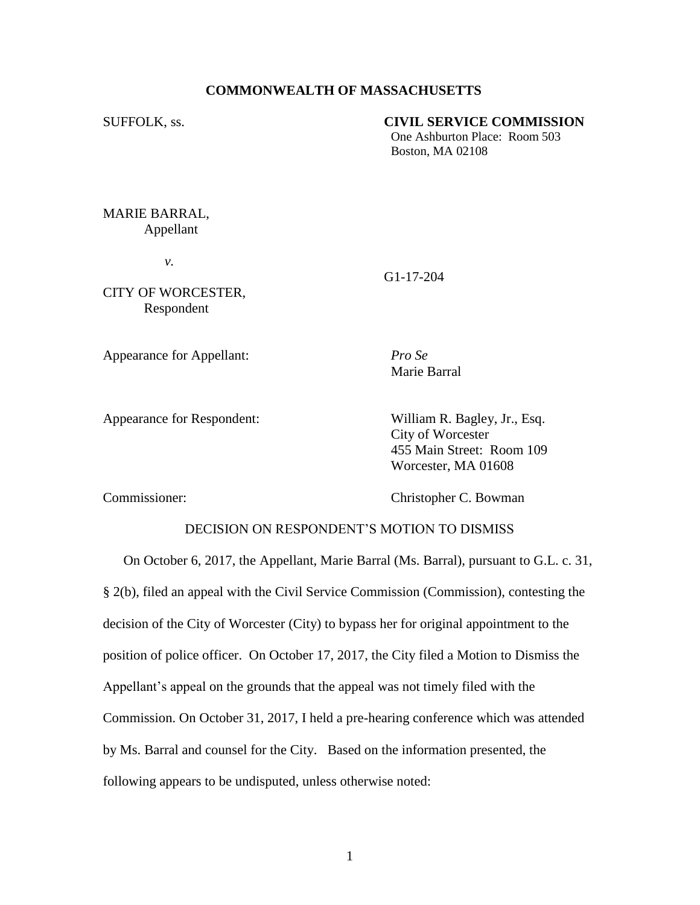**COMMONWEALTH OF MASSACHUSETTS**

SUFFOLK, ss.

**CIVIL SERVICE COMMISSION**
One Ashburton Place: Room 503
Boston, MA 02108

MARIE BARRAL,
Appellant

*v.*

G1-17-204

CITY OF WORCESTER,
Respondent

Appearance for Appellant: *Pro Se*
Marie Barral

Appearance for Respondent: William R. Bagley, Jr., Esq.
City of Worcester
455 Main Street: Room 109
Worcester, MA 01608

Commissioner: Christopher C. Bowman

DECISION ON RESPONDENT'S MOTION TO DISMISS

On October 6, 2017, the Appellant, Marie Barral (Ms. Barral), pursuant to G.L. c. 31, § 2(b), filed an appeal with the Civil Service Commission (Commission), contesting the decision of the City of Worcester (City) to bypass her for original appointment to the position of police officer. On October 17, 2017, the City filed a Motion to Dismiss the Appellant's appeal on the grounds that the appeal was not timely filed with the Commission. On October 31, 2017, I held a pre-hearing conference which was attended by Ms. Barral and counsel for the City. Based on the information presented, the following appears to be undisputed, unless otherwise noted: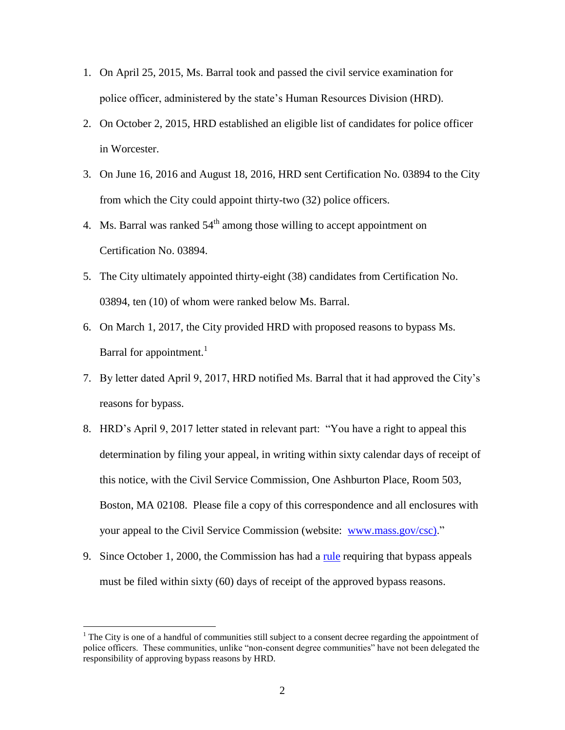1. On April 25, 2015, Ms. Barral took and passed the civil service examination for police officer, administered by the state's Human Resources Division (HRD).
2. On October 2, 2015, HRD established an eligible list of candidates for police officer in Worcester.
3. On June 16, 2016 and August 18, 2016, HRD sent Certification No. 03894 to the City from which the City could appoint thirty-two (32) police officers.
4. Ms. Barral was ranked 54th among those willing to accept appointment on Certification No. 03894.
5. The City ultimately appointed thirty-eight (38) candidates from Certification No. 03894, ten (10) of whom were ranked below Ms. Barral.
6. On March 1, 2017, the City provided HRD with proposed reasons to bypass Ms. Barral for appointment.[1]
7. By letter dated April 9, 2017, HRD notified Ms. Barral that it had approved the City's reasons for bypass.
8. HRD's April 9, 2017 letter stated in relevant part: "You have a right to appeal this determination by filing your appeal, in writing within sixty calendar days of receipt of this notice, with the Civil Service Commission, One Ashburton Place, Room 503, Boston, MA 02108. Please file a copy of this correspondence and all enclosures with your appeal to the Civil Service Commission (website: www.mass.gov/csc)."
9. Since October 1, 2000, the Commission has had a rule requiring that bypass appeals must be filed within sixty (60) days of receipt of the approved bypass reasons.

[1] The City is one of a handful of communities still subject to a consent decree regarding the appointment of police officers. These communities, unlike "non-consent degree communities" have not been delegated the responsibility of approving bypass reasons by HRD.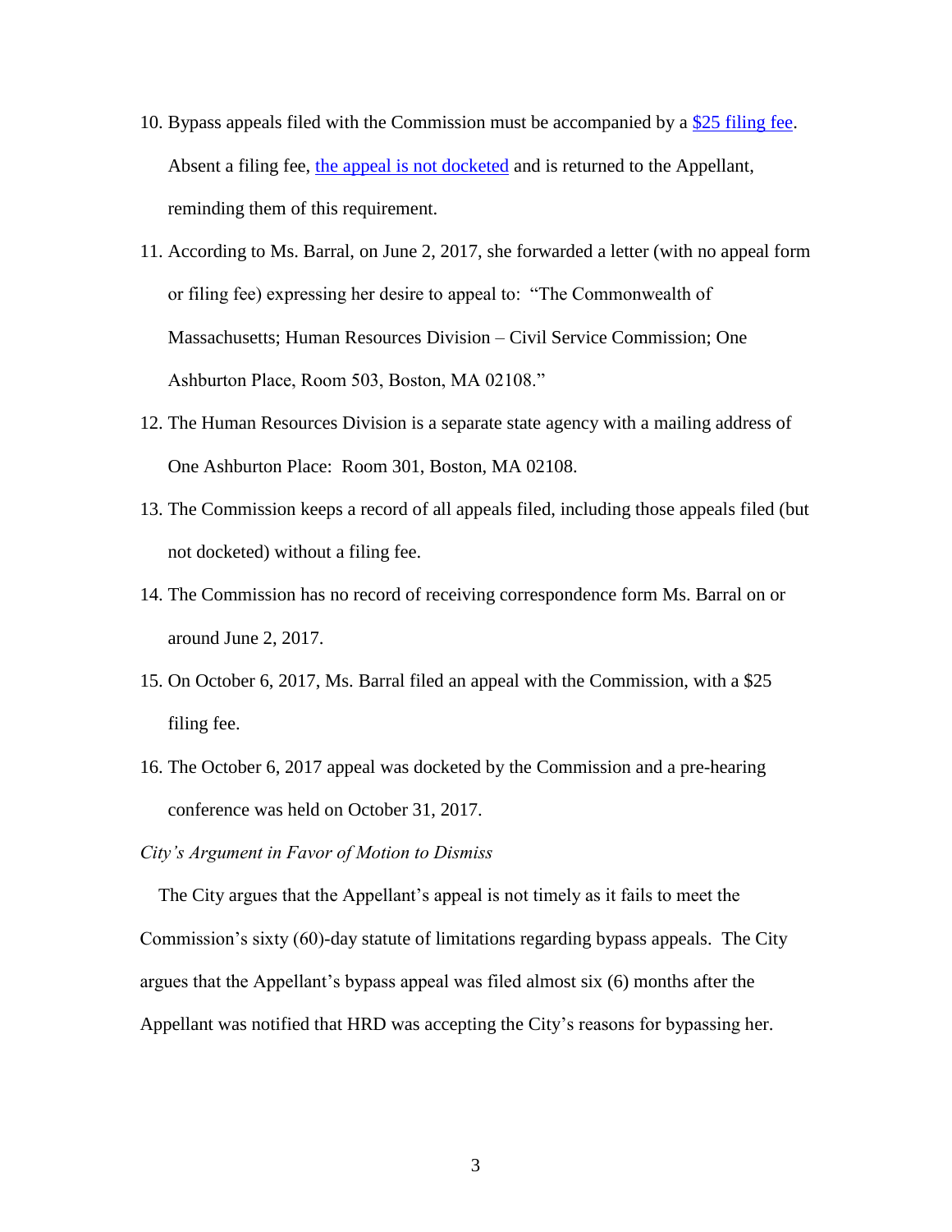10. Bypass appeals filed with the Commission must be accompanied by a [$25 filing fee](). Absent a filing fee, [the appeal is not docketed]() and is returned to the Appellant, reminding them of this requirement.

11. According to Ms. Barral, on June 2, 2017, she forwarded a letter (with no appeal form or filing fee) expressing her desire to appeal to: "The Commonwealth of Massachusetts; Human Resources Division – Civil Service Commission; One Ashburton Place, Room 503, Boston, MA 02108."

12. The Human Resources Division is a separate state agency with a mailing address of One Ashburton Place: Room 301, Boston, MA 02108.

13. The Commission keeps a record of all appeals filed, including those appeals filed (but not docketed) without a filing fee.

14. The Commission has no record of receiving correspondence form Ms. Barral on or around June 2, 2017.

15. On October 6, 2017, Ms. Barral filed an appeal with the Commission, with a $25 filing fee.

16. The October 6, 2017 appeal was docketed by the Commission and a pre-hearing conference was held on October 31, 2017.

*City's Argument in Favor of Motion to Dismiss*

The City argues that the Appellant's appeal is not timely as it fails to meet the Commission's sixty (60)-day statute of limitations regarding bypass appeals. The City argues that the Appellant's bypass appeal was filed almost six (6) months after the Appellant was notified that HRD was accepting the City's reasons for bypassing her.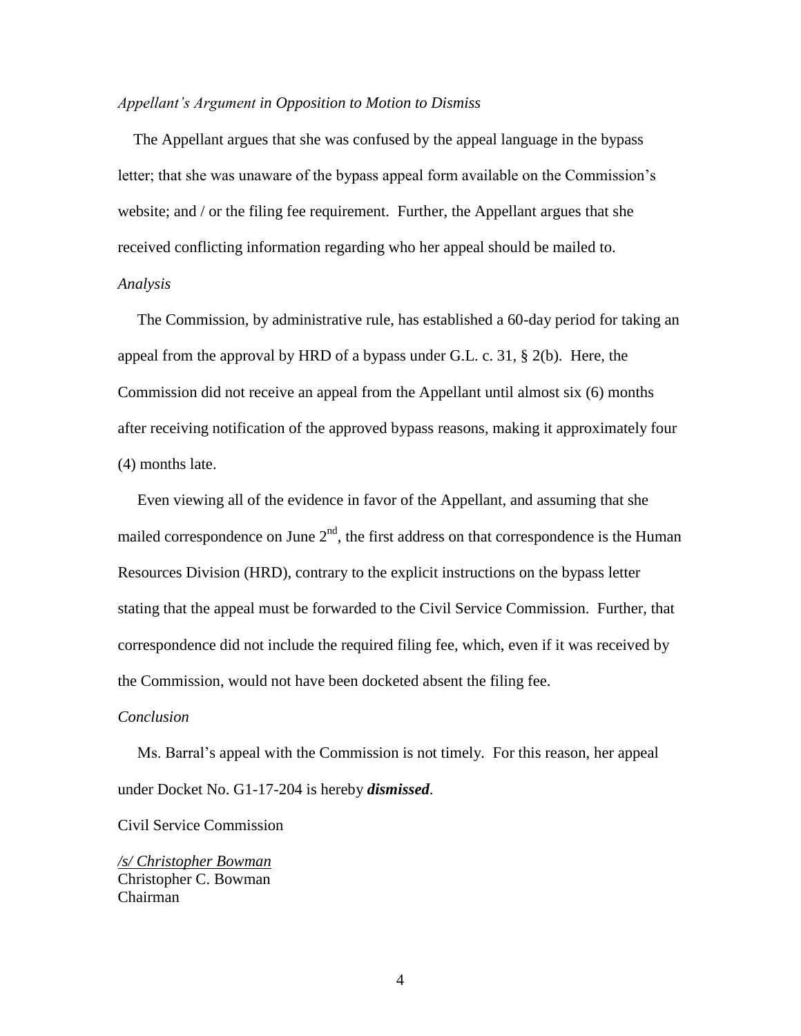*Appellant's Argument in Opposition to Motion to Dismiss*

The Appellant argues that she was confused by the appeal language in the bypass letter; that she was unaware of the bypass appeal form available on the Commission's website; and / or the filing fee requirement. Further, the Appellant argues that she received conflicting information regarding who her appeal should be mailed to.

*Analysis*

The Commission, by administrative rule, has established a 60-day period for taking an appeal from the approval by HRD of a bypass under G.L. c. 31, § 2(b). Here, the Commission did not receive an appeal from the Appellant until almost six (6) months after receiving notification of the approved bypass reasons, making it approximately four (4) months late.

Even viewing all of the evidence in favor of the Appellant, and assuming that she mailed correspondence on June 2nd, the first address on that correspondence is the Human Resources Division (HRD), contrary to the explicit instructions on the bypass letter stating that the appeal must be forwarded to the Civil Service Commission. Further, that correspondence did not include the required filing fee, which, even if it was received by the Commission, would not have been docketed absent the filing fee.

*Conclusion*

Ms. Barral's appeal with the Commission is not timely. For this reason, her appeal under Docket No. G1-17-204 is hereby ***dismissed***.

Civil Service Commission

*/s/ Christopher Bowman*
Christopher C. Bowman
Chairman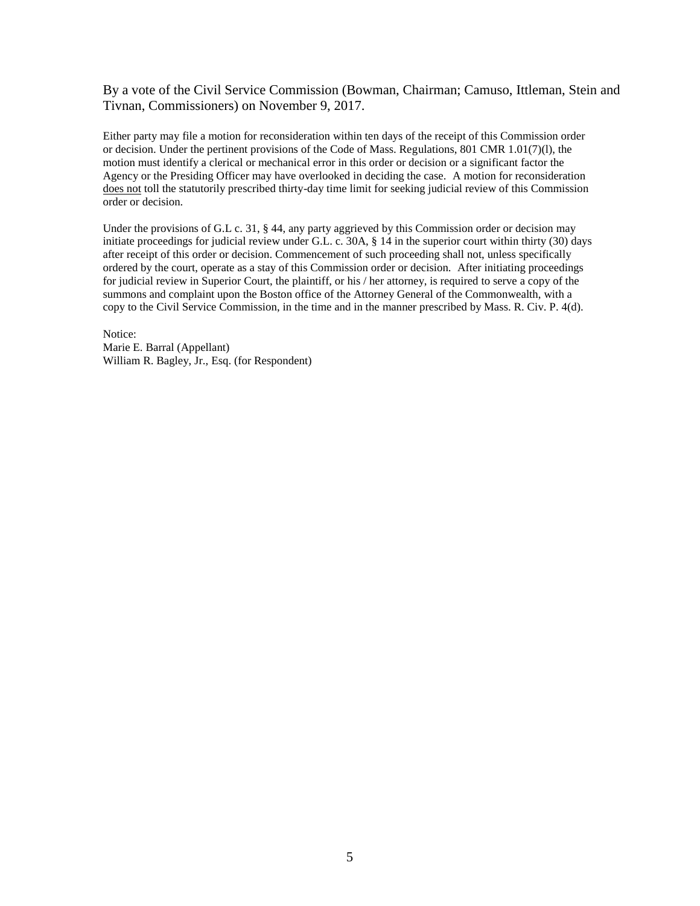By a vote of the Civil Service Commission (Bowman, Chairman; Camuso, Ittleman, Stein and Tivnan, Commissioners) on November 9, 2017.

Either party may file a motion for reconsideration within ten days of the receipt of this Commission order or decision. Under the pertinent provisions of the Code of Mass. Regulations, 801 CMR 1.01(7)(l), the motion must identify a clerical or mechanical error in this order or decision or a significant factor the Agency or the Presiding Officer may have overlooked in deciding the case. A motion for reconsideration does not toll the statutorily prescribed thirty-day time limit for seeking judicial review of this Commission order or decision.

Under the provisions of G.L c. 31, § 44, any party aggrieved by this Commission order or decision may initiate proceedings for judicial review under G.L. c. 30A, § 14 in the superior court within thirty (30) days after receipt of this order or decision. Commencement of such proceeding shall not, unless specifically ordered by the court, operate as a stay of this Commission order or decision. After initiating proceedings for judicial review in Superior Court, the plaintiff, or his / her attorney, is required to serve a copy of the summons and complaint upon the Boston office of the Attorney General of the Commonwealth, with a copy to the Civil Service Commission, in the time and in the manner prescribed by Mass. R. Civ. P. 4(d).

Notice:
Marie E. Barral (Appellant)
William R. Bagley, Jr., Esq. (for Respondent)